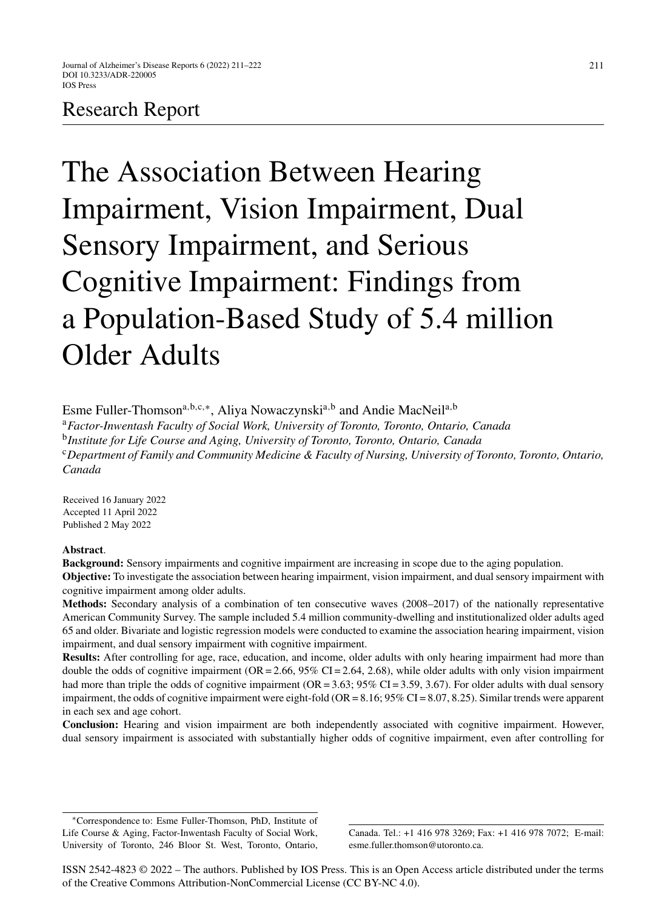Research Report

# The Association Between Hearing Impairment, Vision Impairment, Dual Sensory Impairment, and Serious Cognitive Impairment: Findings from a Population-Based Study of 5.4 million Older Adults

Esme Fuller-Thomson[a,b,c,*], Aliya Nowaczynski[a,b] and Andie MacNeil[a,b]

[a] *Factor-Inwentash Faculty of Social Work, University of Toronto, Toronto, Ontario, Canada*
[b] *Institute for Life Course and Aging, University of Toronto, Toronto, Ontario, Canada*
[c] *Department of Family and Community Medicine & Faculty of Nursing, University of Toronto, Toronto, Ontario, Canada*

Received 16 January 2022
Accepted 11 April 2022
Published 2 May 2022

**Abstract**.

**Background:** Sensory impairments and cognitive impairment are increasing in scope due to the aging population.

**Objective:** To investigate the association between hearing impairment, vision impairment, and dual sensory impairment with cognitive impairment among older adults.

**Methods:** Secondary analysis of a combination of ten consecutive waves (2008–2017) of the nationally representative American Community Survey. The sample included 5.4 million community-dwelling and institutionalized older adults aged 65 and older. Bivariate and logistic regression models were conducted to examine the association hearing impairment, vision impairment, and dual sensory impairment with cognitive impairment.

**Results:** After controlling for age, race, education, and income, older adults with only hearing impairment had more than double the odds of cognitive impairment (OR = 2.66, 95% CI = 2.64, 2.68), while older adults with only vision impairment had more than triple the odds of cognitive impairment (OR = 3.63; 95% CI = 3.59, 3.67). For older adults with dual sensory impairment, the odds of cognitive impairment were eight-fold (OR = 8.16; 95% CI = 8.07, 8.25). Similar trends were apparent in each sex and age cohort.

**Conclusion:** Hearing and vision impairment are both independently associated with cognitive impairment. However, dual sensory impairment is associated with substantially higher odds of cognitive impairment, even after controlling for

---

*Correspondence to: Esme Fuller-Thomson, PhD, Institute of Life Course & Aging, Factor-Inwentash Faculty of Social Work, University of Toronto, 246 Bloor St. West, Toronto, Ontario, Canada. Tel.: +1 416 978 3269; Fax: +1 416 978 7072; E-mail: esme.fuller.thomson@utoronto.ca.

ISSN 2542-4823 © 2022 – The authors. Published by IOS Press. This is an Open Access article distributed under the terms of the Creative Commons Attribution-NonCommercial License (CC BY-NC 4.0).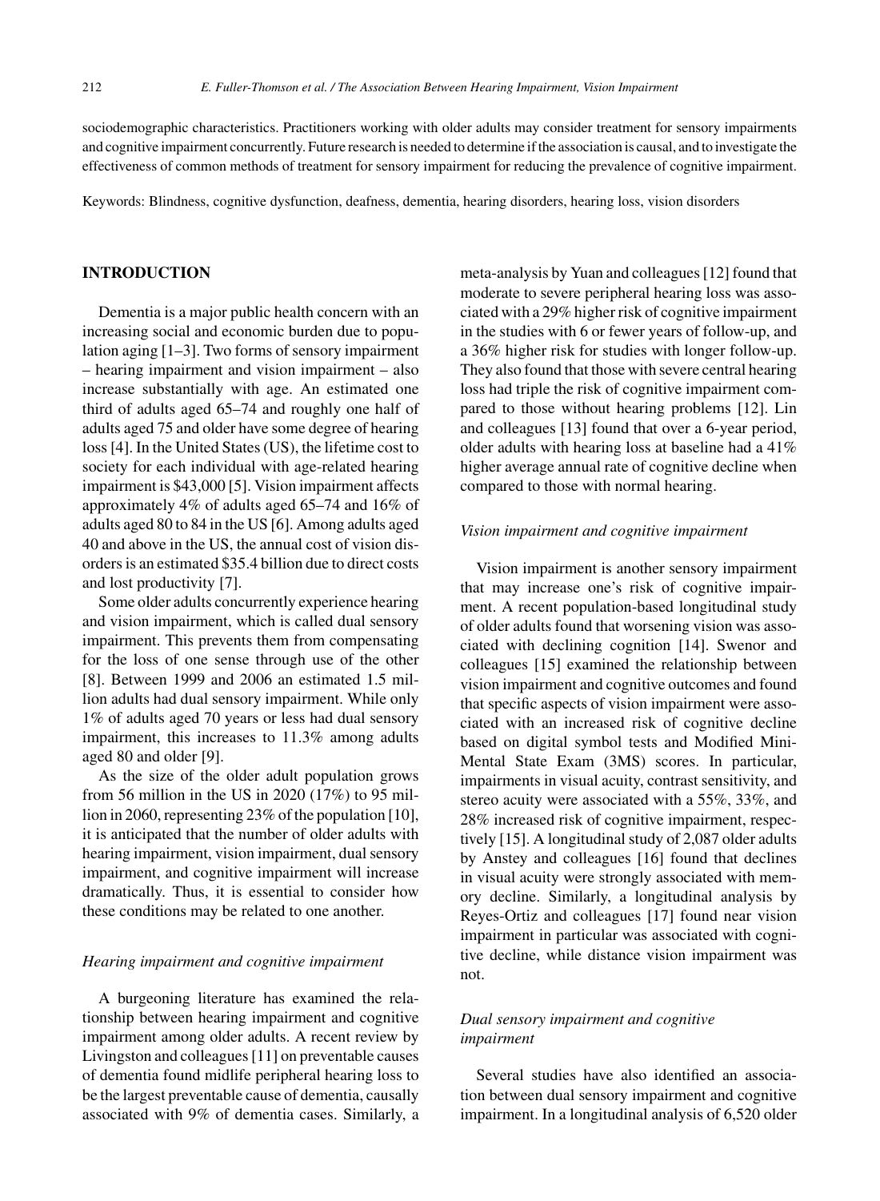sociodemographic characteristics. Practitioners working with older adults may consider treatment for sensory impairments and cognitive impairment concurrently. Future research is needed to determine if the association is causal, and to investigate the effectiveness of common methods of treatment for sensory impairment for reducing the prevalence of cognitive impairment.

Keywords: Blindness, cognitive dysfunction, deafness, dementia, hearing disorders, hearing loss, vision disorders

## INTRODUCTION

Dementia is a major public health concern with an increasing social and economic burden due to population aging [1–3]. Two forms of sensory impairment – hearing impairment and vision impairment – also increase substantially with age. An estimated one third of adults aged 65–74 and roughly one half of adults aged 75 and older have some degree of hearing loss [4]. In the United States (US), the lifetime cost to society for each individual with age-related hearing impairment is $43,000 [5]. Vision impairment affects approximately 4% of adults aged 65–74 and 16% of adults aged 80 to 84 in the US [6]. Among adults aged 40 and above in the US, the annual cost of vision disorders is an estimated $35.4 billion due to direct costs and lost productivity [7].

Some older adults concurrently experience hearing and vision impairment, which is called dual sensory impairment. This prevents them from compensating for the loss of one sense through use of the other [8]. Between 1999 and 2006 an estimated 1.5 million adults had dual sensory impairment. While only 1% of adults aged 70 years or less had dual sensory impairment, this increases to 11.3% among adults aged 80 and older [9].

As the size of the older adult population grows from 56 million in the US in 2020 (17%) to 95 million in 2060, representing 23% of the population [10], it is anticipated that the number of older adults with hearing impairment, vision impairment, dual sensory impairment, and cognitive impairment will increase dramatically. Thus, it is essential to consider how these conditions may be related to one another.

### *Hearing impairment and cognitive impairment*

A burgeoning literature has examined the relationship between hearing impairment and cognitive impairment among older adults. A recent review by Livingston and colleagues [11] on preventable causes of dementia found midlife peripheral hearing loss to be the largest preventable cause of dementia, causally associated with 9% of dementia cases. Similarly, a meta-analysis by Yuan and colleagues [12] found that moderate to severe peripheral hearing loss was associated with a 29% higher risk of cognitive impairment in the studies with 6 or fewer years of follow-up, and a 36% higher risk for studies with longer follow-up. They also found that those with severe central hearing loss had triple the risk of cognitive impairment compared to those without hearing problems [12]. Lin and colleagues [13] found that over a 6-year period, older adults with hearing loss at baseline had a 41% higher average annual rate of cognitive decline when compared to those with normal hearing.

### *Vision impairment and cognitive impairment*

Vision impairment is another sensory impairment that may increase one's risk of cognitive impairment. A recent population-based longitudinal study of older adults found that worsening vision was associated with declining cognition [14]. Swenor and colleagues [15] examined the relationship between vision impairment and cognitive outcomes and found that specific aspects of vision impairment were associated with an increased risk of cognitive decline based on digital symbol tests and Modified Mini-Mental State Exam (3MS) scores. In particular, impairments in visual acuity, contrast sensitivity, and stereo acuity were associated with a 55%, 33%, and 28% increased risk of cognitive impairment, respectively [15]. A longitudinal study of 2,087 older adults by Anstey and colleagues [16] found that declines in visual acuity were strongly associated with memory decline. Similarly, a longitudinal analysis by Reyes-Ortiz and colleagues [17] found near vision impairment in particular was associated with cognitive decline, while distance vision impairment was not.

### *Dual sensory impairment and cognitive impairment*

Several studies have also identified an association between dual sensory impairment and cognitive impairment. In a longitudinal analysis of 6,520 older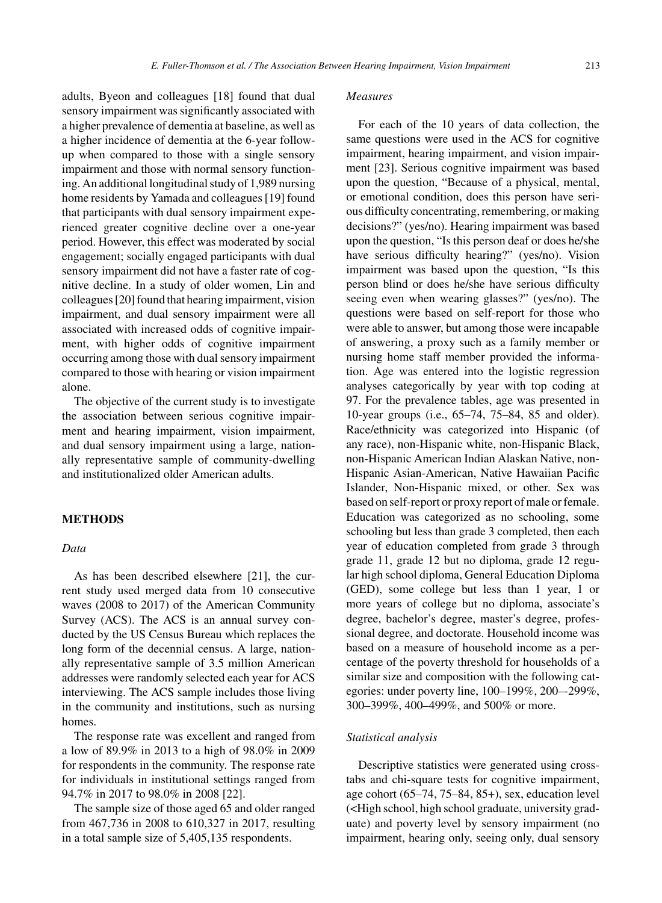adults, Byeon and colleagues [18] found that dual sensory impairment was significantly associated with a higher prevalence of dementia at baseline, as well as a higher incidence of dementia at the 6-year follow-up when compared to those with a single sensory impairment and those with normal sensory functioning. An additional longitudinal study of 1,989 nursing home residents by Yamada and colleagues [19] found that participants with dual sensory impairment experienced greater cognitive decline over a one-year period. However, this effect was moderated by social engagement; socially engaged participants with dual sensory impairment did not have a faster rate of cognitive decline. In a study of older women, Lin and colleagues [20] found that hearing impairment, vision impairment, and dual sensory impairment were all associated with increased odds of cognitive impairment, with higher odds of cognitive impairment occurring among those with dual sensory impairment compared to those with hearing or vision impairment alone.

The objective of the current study is to investigate the association between serious cognitive impairment and hearing impairment, vision impairment, and dual sensory impairment using a large, nationally representative sample of community-dwelling and institutionalized older American adults.

## METHODS

### *Data*

As has been described elsewhere [21], the current study used merged data from 10 consecutive waves (2008 to 2017) of the American Community Survey (ACS). The ACS is an annual survey conducted by the US Census Bureau which replaces the long form of the decennial census. A large, nationally representative sample of 3.5 million American addresses were randomly selected each year for ACS interviewing. The ACS sample includes those living in the community and institutions, such as nursing homes.

The response rate was excellent and ranged from a low of 89.9% in 2013 to a high of 98.0% in 2009 for respondents in the community. The response rate for individuals in institutional settings ranged from 94.7% in 2017 to 98.0% in 2008 [22].

The sample size of those aged 65 and older ranged from 467,736 in 2008 to 610,327 in 2017, resulting in a total sample size of 5,405,135 respondents.

### *Measures*

For each of the 10 years of data collection, the same questions were used in the ACS for cognitive impairment, hearing impairment, and vision impairment [23]. Serious cognitive impairment was based upon the question, "Because of a physical, mental, or emotional condition, does this person have serious difficulty concentrating, remembering, or making decisions?" (yes/no). Hearing impairment was based upon the question, "Is this person deaf or does he/she have serious difficulty hearing?" (yes/no). Vision impairment was based upon the question, "Is this person blind or does he/she have serious difficulty seeing even when wearing glasses?" (yes/no). The questions were based on self-report for those who were able to answer, but among those were incapable of answering, a proxy such as a family member or nursing home staff member provided the information. Age was entered into the logistic regression analyses categorically by year with top coding at 97. For the prevalence tables, age was presented in 10-year groups (i.e., 65–74, 75–84, 85 and older). Race/ethnicity was categorized into Hispanic (of any race), non-Hispanic white, non-Hispanic Black, non-Hispanic American Indian Alaskan Native, non-Hispanic Asian-American, Native Hawaiian Pacific Islander, Non-Hispanic mixed, or other. Sex was based on self-report or proxy report of male or female. Education was categorized as no schooling, some schooling but less than grade 3 completed, then each year of education completed from grade 3 through grade 11, grade 12 but no diploma, grade 12 regular high school diploma, General Education Diploma (GED), some college but less than 1 year, 1 or more years of college but no diploma, associate's degree, bachelor's degree, master's degree, professional degree, and doctorate. Household income was based on a measure of household income as a percentage of the poverty threshold for households of a similar size and composition with the following categories: under poverty line, 100–199%, 200–-299%, 300–399%, 400–499%, and 500% or more.

### *Statistical analysis*

Descriptive statistics were generated using crosstabs and chi-square tests for cognitive impairment, age cohort (65–74, 75–84, 85+), sex, education level (<High school, high school graduate, university graduate) and poverty level by sensory impairment (no impairment, hearing only, seeing only, dual sensory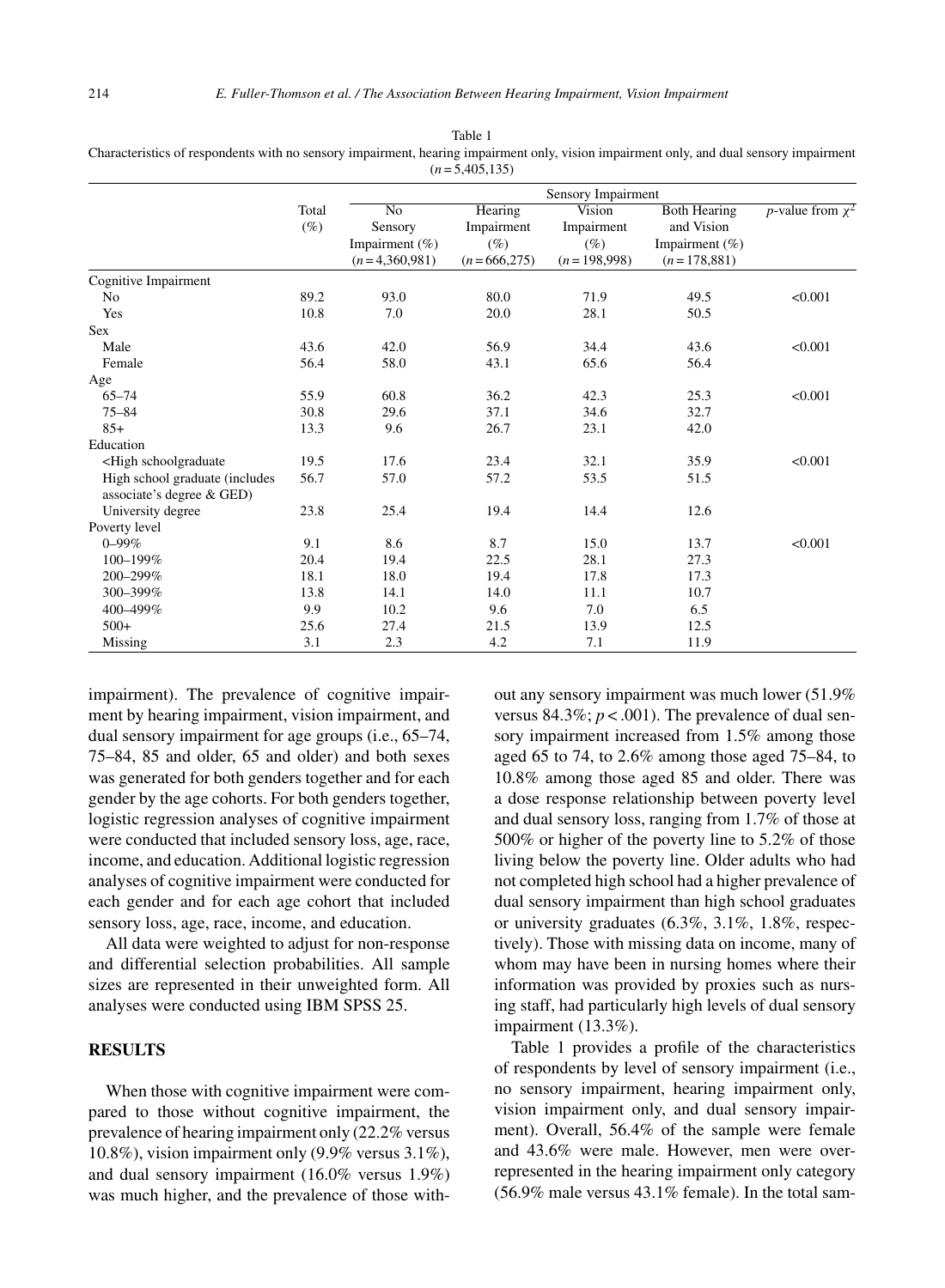Table 1
Characteristics of respondents with no sensory impairment, hearing impairment only, vision impairment only, and dual sensory impairment ($n = 5{,}405{,}135$)

| | Total (%) | Sensory Impairment | | | | |
|---|---|---|---|---|---|---|
| | | No Sensory Impairment (%) ($n = 4{,}360{,}981$) | Hearing Impairment (%) ($n = 666{,}275$) | Vision Impairment (%) ($n = 198{,}998$) | Both Hearing and Vision Impairment (%) ($n = 178{,}881$) | $p$-value from $\chi^2$ |
| Cognitive Impairment | | | | | | |
| No | 89.2 | 93.0 | 80.0 | 71.9 | 49.5 | <0.001 |
| Yes | 10.8 | 7.0 | 20.0 | 28.1 | 50.5 | |
| Sex | | | | | | |
| Male | 43.6 | 42.0 | 56.9 | 34.4 | 43.6 | <0.001 |
| Female | 56.4 | 58.0 | 43.1 | 65.6 | 56.4 | |
| Age | | | | | | |
| 65–74 | 55.9 | 60.8 | 36.2 | 42.3 | 25.3 | <0.001 |
| 75–84 | 30.8 | 29.6 | 37.1 | 34.6 | 32.7 | |
| 85+ | 13.3 | 9.6 | 26.7 | 23.1 | 42.0 | |
| Education | | | | | | |
| <High schoolgraduate | 19.5 | 17.6 | 23.4 | 32.1 | 35.9 | <0.001 |
| High school graduate (includes associate's degree & GED) | 56.7 | 57.0 | 57.2 | 53.5 | 51.5 | |
| University degree | 23.8 | 25.4 | 19.4 | 14.4 | 12.6 | |
| Poverty level | | | | | | |
| 0–99% | 9.1 | 8.6 | 8.7 | 15.0 | 13.7 | <0.001 |
| 100–199% | 20.4 | 19.4 | 22.5 | 28.1 | 27.3 | |
| 200–299% | 18.1 | 18.0 | 19.4 | 17.8 | 17.3 | |
| 300–399% | 13.8 | 14.1 | 14.0 | 11.1 | 10.7 | |
| 400–499% | 9.9 | 10.2 | 9.6 | 7.0 | 6.5 | |
| 500+ | 25.6 | 27.4 | 21.5 | 13.9 | 12.5 | |
| Missing | 3.1 | 2.3 | 4.2 | 7.1 | 11.9 | |

impairment). The prevalence of cognitive impairment by hearing impairment, vision impairment, and dual sensory impairment for age groups (i.e., 65–74, 75–84, 85 and older, 65 and older) and both sexes was generated for both genders together and for each gender by the age cohorts. For both genders together, logistic regression analyses of cognitive impairment were conducted that included sensory loss, age, race, income, and education. Additional logistic regression analyses of cognitive impairment were conducted for each gender and for each age cohort that included sensory loss, age, race, income, and education.

All data were weighted to adjust for non-response and differential selection probabilities. All sample sizes are represented in their unweighted form. All analyses were conducted using IBM SPSS 25.

## RESULTS

When those with cognitive impairment were compared to those without cognitive impairment, the prevalence of hearing impairment only (22.2% versus 10.8%), vision impairment only (9.9% versus 3.1%), and dual sensory impairment (16.0% versus 1.9%) was much higher, and the prevalence of those without any sensory impairment was much lower (51.9% versus 84.3%; $p < .001$). The prevalence of dual sensory impairment increased from 1.5% among those aged 65 to 74, to 2.6% among those aged 75–84, to 10.8% among those aged 85 and older. There was a dose response relationship between poverty level and dual sensory loss, ranging from 1.7% of those at 500% or higher of the poverty line to 5.2% of those living below the poverty line. Older adults who had not completed high school had a higher prevalence of dual sensory impairment than high school graduates or university graduates (6.3%, 3.1%, 1.8%, respectively). Those with missing data on income, many of whom may have been in nursing homes where their information was provided by proxies such as nursing staff, had particularly high levels of dual sensory impairment (13.3%).

Table 1 provides a profile of the characteristics of respondents by level of sensory impairment (i.e., no sensory impairment, hearing impairment only, vision impairment only, and dual sensory impairment). Overall, 56.4% of the sample were female and 43.6% were male. However, men were over-represented in the hearing impairment only category (56.9% male versus 43.1% female). In the total sam-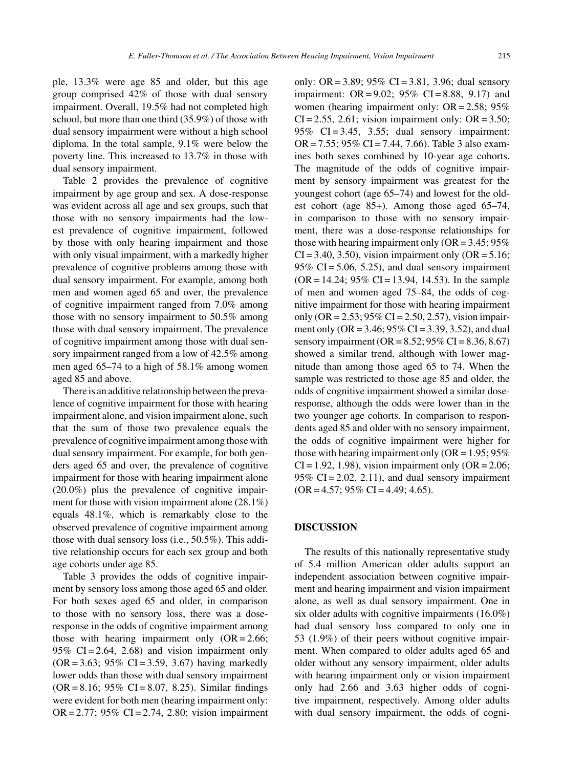ple, 13.3% were age 85 and older, but this age group comprised 42% of those with dual sensory impairment. Overall, 19.5% had not completed high school, but more than one third (35.9%) of those with dual sensory impairment were without a high school diploma. In the total sample, 9.1% were below the poverty line. This increased to 13.7% in those with dual sensory impairment.

Table 2 provides the prevalence of cognitive impairment by age group and sex. A dose-response was evident across all age and sex groups, such that those with no sensory impairments had the lowest prevalence of cognitive impairment, followed by those with only hearing impairment and those with only visual impairment, with a markedly higher prevalence of cognitive problems among those with dual sensory impairment. For example, among both men and women aged 65 and over, the prevalence of cognitive impairment ranged from 7.0% among those with no sensory impairment to 50.5% among those with dual sensory impairment. The prevalence of cognitive impairment among those with dual sensory impairment ranged from a low of 42.5% among men aged 65–74 to a high of 58.1% among women aged 85 and above.

There is an additive relationship between the prevalence of cognitive impairment for those with hearing impairment alone, and vision impairment alone, such that the sum of those two prevalence equals the prevalence of cognitive impairment among those with dual sensory impairment. For example, for both genders aged 65 and over, the prevalence of cognitive impairment for those with hearing impairment alone (20.0%) plus the prevalence of cognitive impairment for those with vision impairment alone (28.1%) equals 48.1%, which is remarkably close to the observed prevalence of cognitive impairment among those with dual sensory loss (i.e., 50.5%). This additive relationship occurs for each sex group and both age cohorts under age 85.

Table 3 provides the odds of cognitive impairment by sensory loss among those aged 65 and older. For both sexes aged 65 and older, in comparison to those with no sensory loss, there was a dose-response in the odds of cognitive impairment among those with hearing impairment only (OR = 2.66; 95% CI = 2.64, 2.68) and vision impairment only (OR = 3.63; 95% CI = 3.59, 3.67) having markedly lower odds than those with dual sensory impairment (OR = 8.16; 95% CI = 8.07, 8.25). Similar findings were evident for both men (hearing impairment only: OR = 2.77; 95% CI = 2.74, 2.80; vision impairment only: OR = 3.89; 95% CI = 3.81, 3.96; dual sensory impairment: OR = 9.02; 95% CI = 8.88, 9.17) and women (hearing impairment only: OR = 2.58; 95% CI = 2.55, 2.61; vision impairment only: OR = 3.50; 95% CI = 3.45, 3.55; dual sensory impairment: OR = 7.55; 95% CI = 7.44, 7.66). Table 3 also examines both sexes combined by 10-year age cohorts. The magnitude of the odds of cognitive impairment by sensory impairment was greatest for the youngest cohort (age 65–74) and lowest for the oldest cohort (age 85+). Among those aged 65–74, in comparison to those with no sensory impairment, there was a dose-response relationships for those with hearing impairment only (OR = 3.45; 95% CI = 3.40, 3.50), vision impairment only (OR = 5.16; 95% CI = 5.06, 5.25), and dual sensory impairment (OR = 14.24; 95% CI = 13.94, 14.53). In the sample of men and women aged 75–84, the odds of cognitive impairment for those with hearing impairment only (OR = 2.53; 95% CI = 2.50, 2.57), vision impairment only (OR = 3.46; 95% CI = 3.39, 3.52), and dual sensory impairment (OR = 8.52; 95% CI = 8.36, 8.67) showed a similar trend, although with lower magnitude than among those aged 65 to 74. When the sample was restricted to those age 85 and older, the odds of cognitive impairment showed a similar dose-response, although the odds were lower than in the two younger age cohorts. In comparison to respondents aged 85 and older with no sensory impairment, the odds of cognitive impairment were higher for those with hearing impairment only (OR = 1.95; 95% CI = 1.92, 1.98), vision impairment only (OR = 2.06; 95% CI = 2.02, 2.11), and dual sensory impairment (OR = 4.57; 95% CI = 4.49; 4.65).

## DISCUSSION

The results of this nationally representative study of 5.4 million American older adults support an independent association between cognitive impairment and hearing impairment and vision impairment alone, as well as dual sensory impairment. One in six older adults with cognitive impairments (16.0%) had dual sensory loss compared to only one in 53 (1.9%) of their peers without cognitive impairment. When compared to older adults aged 65 and older without any sensory impairment, older adults with hearing impairment only or vision impairment only had 2.66 and 3.63 higher odds of cognitive impairment, respectively. Among older adults with dual sensory impairment, the odds of cogni-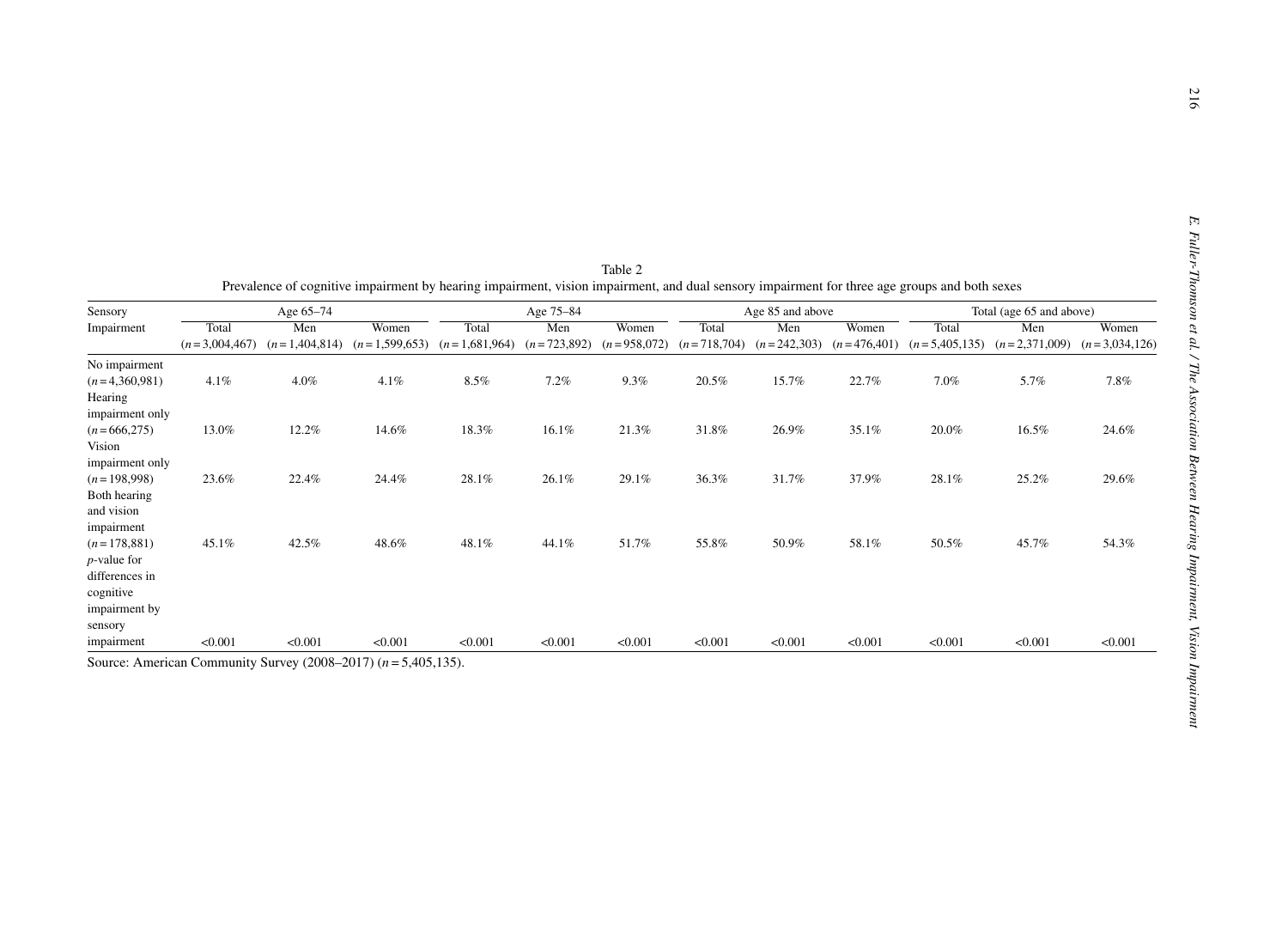Table 2
Prevalence of cognitive impairment by hearing impairment, vision impairment, and dual sensory impairment for three age groups and both sexes

| Sensory Impairment | Age 65–74 | | | Age 75–84 | | | Age 85 and above | | | Total (age 65 and above) | | |
|---|---|---|---|---|---|---|---|---|---|---|---|---|
| | Total ($n$ = 3,004,467) | Men ($n$ = 1,404,814) | Women ($n$ = 1,599,653) | Total ($n$ = 1,681,964) | Men ($n$ = 723,892) | Women ($n$ = 958,072) | Total ($n$ = 718,704) | Men ($n$ = 242,303) | Women ($n$ = 476,401) | Total ($n$ = 5,405,135) | Men ($n$ = 2,371,009) | Women ($n$ = 3,034,126) |
| No impairment ($n$ = 4,360,981) | 4.1% | 4.0% | 4.1% | 8.5% | 7.2% | 9.3% | 20.5% | 15.7% | 22.7% | 7.0% | 5.7% | 7.8% |
| Hearing impairment only ($n$ = 666,275) | 13.0% | 12.2% | 14.6% | 18.3% | 16.1% | 21.3% | 31.8% | 26.9% | 35.1% | 20.0% | 16.5% | 24.6% |
| Vision impairment only ($n$ = 198,998) | 23.6% | 22.4% | 24.4% | 28.1% | 26.1% | 29.1% | 36.3% | 31.7% | 37.9% | 28.1% | 25.2% | 29.6% |
| Both hearing and vision impairment ($n$ = 178,881) | 45.1% | 42.5% | 48.6% | 48.1% | 44.1% | 51.7% | 55.8% | 50.9% | 58.1% | 50.5% | 45.7% | 54.3% |
| $p$-value for differences in cognitive impairment by sensory impairment | <0.001 | <0.001 | <0.001 | <0.001 | <0.001 | <0.001 | <0.001 | <0.001 | <0.001 | <0.001 | <0.001 | <0.001 |

Source: American Community Survey (2008–2017) ($n$ = 5,405,135).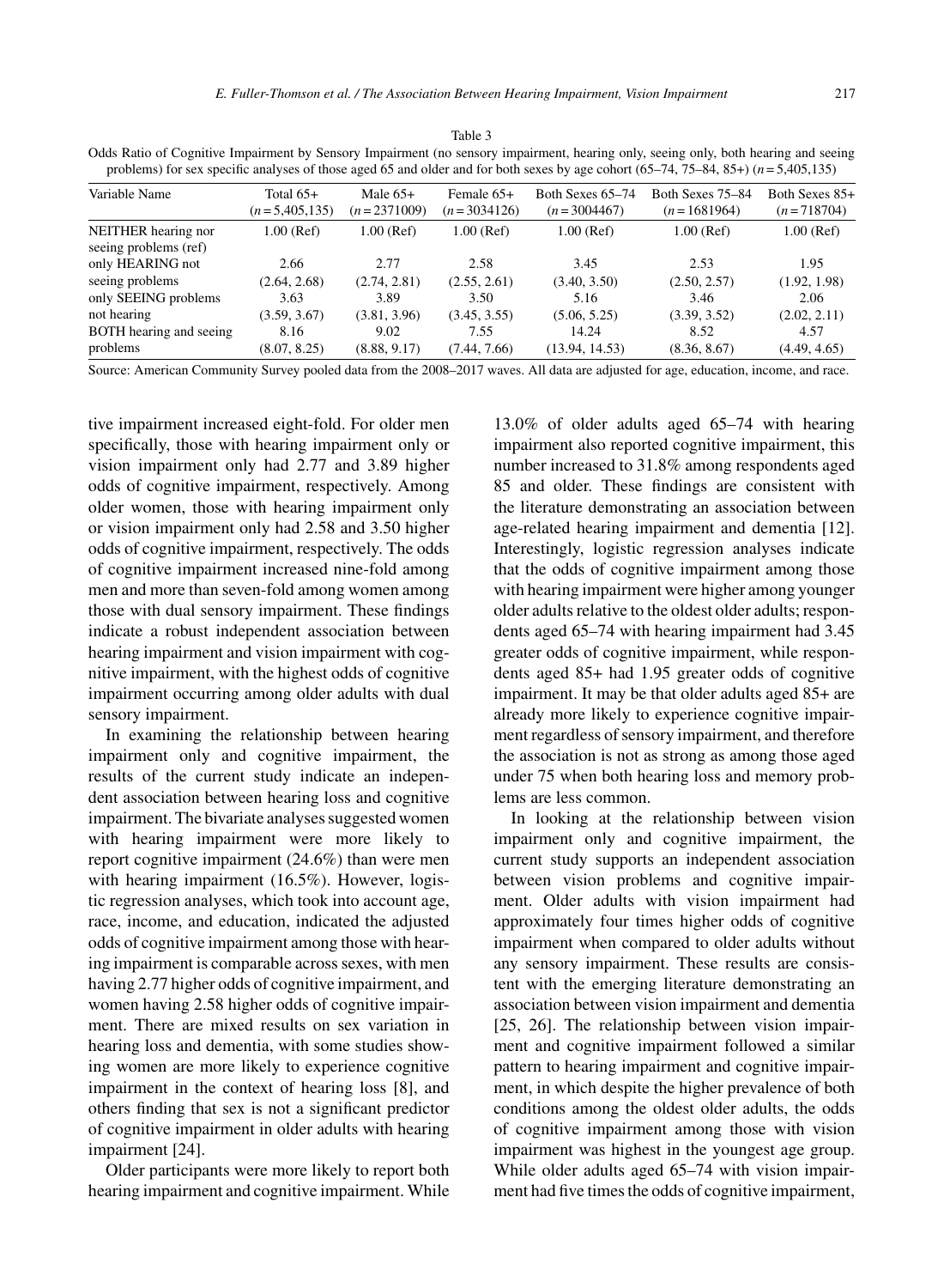Table 3
Odds Ratio of Cognitive Impairment by Sensory Impairment (no sensory impairment, hearing only, seeing only, both hearing and seeing problems) for sex specific analyses of those aged 65 and older and for both sexes by age cohort (65–74, 75–84, 85+) ($n = 5{,}405{,}135$)

| Variable Name | Total 65+ ($n = 5{,}405{,}135$) | Male 65+ ($n = 2371009$) | Female 65+ ($n = 3034126$) | Both Sexes 65–74 ($n = 3004467$) | Both Sexes 75–84 ($n = 1681964$) | Both Sexes 85+ ($n = 718704$) |
|---|---|---|---|---|---|---|
| NEITHER hearing nor seeing problems (ref) | 1.00 (Ref) | 1.00 (Ref) | 1.00 (Ref) | 1.00 (Ref) | 1.00 (Ref) | 1.00 (Ref) |
| only HEARING not seeing problems | 2.66 (2.64, 2.68) | 2.77 (2.74, 2.81) | 2.58 (2.55, 2.61) | 3.45 (3.40, 3.50) | 2.53 (2.50, 2.57) | 1.95 (1.92, 1.98) |
| only SEEING problems not hearing | 3.63 (3.59, 3.67) | 3.89 (3.81, 3.96) | 3.50 (3.45, 3.55) | 5.16 (5.06, 5.25) | 3.46 (3.39, 3.52) | 2.06 (2.02, 2.11) |
| BOTH hearing and seeing problems | 8.16 (8.07, 8.25) | 9.02 (8.88, 9.17) | 7.55 (7.44, 7.66) | 14.24 (13.94, 14.53) | 8.52 (8.36, 8.67) | 4.57 (4.49, 4.65) |

Source: American Community Survey pooled data from the 2008–2017 waves. All data are adjusted for age, education, income, and race.

tive impairment increased eight-fold. For older men specifically, those with hearing impairment only or vision impairment only had 2.77 and 3.89 higher odds of cognitive impairment, respectively. Among older women, those with hearing impairment only or vision impairment only had 2.58 and 3.50 higher odds of cognitive impairment, respectively. The odds of cognitive impairment increased nine-fold among men and more than seven-fold among women among those with dual sensory impairment. These findings indicate a robust independent association between hearing impairment and vision impairment with cognitive impairment, with the highest odds of cognitive impairment occurring among older adults with dual sensory impairment.

In examining the relationship between hearing impairment only and cognitive impairment, the results of the current study indicate an independent association between hearing loss and cognitive impairment. The bivariate analyses suggested women with hearing impairment were more likely to report cognitive impairment (24.6%) than were men with hearing impairment (16.5%). However, logistic regression analyses, which took into account age, race, income, and education, indicated the adjusted odds of cognitive impairment among those with hearing impairment is comparable across sexes, with men having 2.77 higher odds of cognitive impairment, and women having 2.58 higher odds of cognitive impairment. There are mixed results on sex variation in hearing loss and dementia, with some studies showing women are more likely to experience cognitive impairment in the context of hearing loss [8], and others finding that sex is not a significant predictor of cognitive impairment in older adults with hearing impairment [24].

Older participants were more likely to report both hearing impairment and cognitive impairment. While 13.0% of older adults aged 65–74 with hearing impairment also reported cognitive impairment, this number increased to 31.8% among respondents aged 85 and older. These findings are consistent with the literature demonstrating an association between age-related hearing impairment and dementia [12]. Interestingly, logistic regression analyses indicate that the odds of cognitive impairment among those with hearing impairment were higher among younger older adults relative to the oldest older adults; respondents aged 65–74 with hearing impairment had 3.45 greater odds of cognitive impairment, while respondents aged 85+ had 1.95 greater odds of cognitive impairment. It may be that older adults aged 85+ are already more likely to experience cognitive impairment regardless of sensory impairment, and therefore the association is not as strong as among those aged under 75 when both hearing loss and memory problems are less common.

In looking at the relationship between vision impairment only and cognitive impairment, the current study supports an independent association between vision problems and cognitive impairment. Older adults with vision impairment had approximately four times higher odds of cognitive impairment when compared to older adults without any sensory impairment. These results are consistent with the emerging literature demonstrating an association between vision impairment and dementia [25, 26]. The relationship between vision impairment and cognitive impairment followed a similar pattern to hearing impairment and cognitive impairment, in which despite the higher prevalence of both conditions among the oldest older adults, the odds of cognitive impairment among those with vision impairment was highest in the youngest age group. While older adults aged 65–74 with vision impairment had five times the odds of cognitive impairment,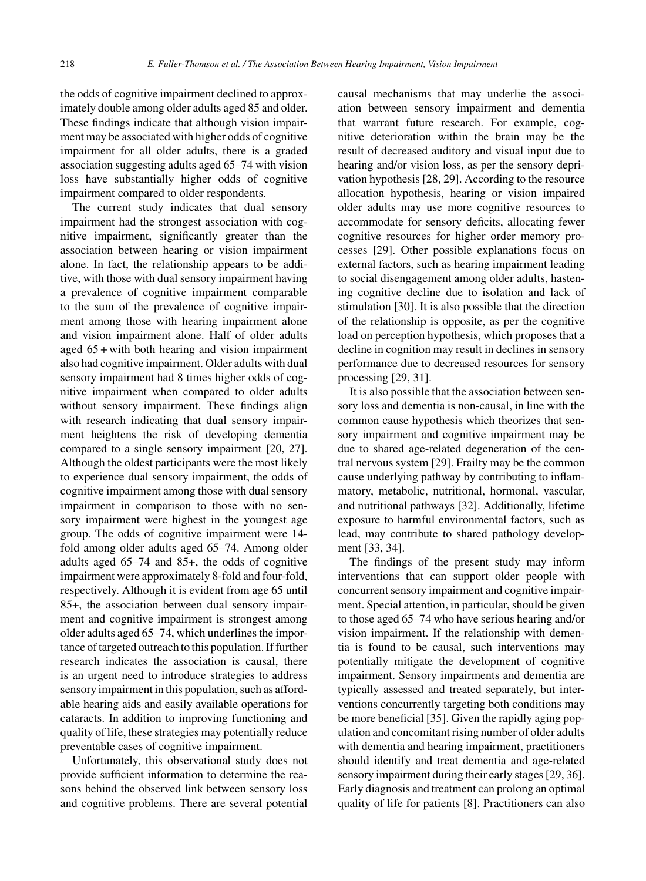the odds of cognitive impairment declined to approximately double among older adults aged 85 and older. These findings indicate that although vision impairment may be associated with higher odds of cognitive impairment for all older adults, there is a graded association suggesting adults aged 65–74 with vision loss have substantially higher odds of cognitive impairment compared to older respondents.

The current study indicates that dual sensory impairment had the strongest association with cognitive impairment, significantly greater than the association between hearing or vision impairment alone. In fact, the relationship appears to be additive, with those with dual sensory impairment having a prevalence of cognitive impairment comparable to the sum of the prevalence of cognitive impairment among those with hearing impairment alone and vision impairment alone. Half of older adults aged 65 + with both hearing and vision impairment also had cognitive impairment. Older adults with dual sensory impairment had 8 times higher odds of cognitive impairment when compared to older adults without sensory impairment. These findings align with research indicating that dual sensory impairment heightens the risk of developing dementia compared to a single sensory impairment [20, 27]. Although the oldest participants were the most likely to experience dual sensory impairment, the odds of cognitive impairment among those with dual sensory impairment in comparison to those with no sensory impairment were highest in the youngest age group. The odds of cognitive impairment were 14-fold among older adults aged 65–74. Among older adults aged 65–74 and 85+, the odds of cognitive impairment were approximately 8-fold and four-fold, respectively. Although it is evident from age 65 until 85+, the association between dual sensory impairment and cognitive impairment is strongest among older adults aged 65–74, which underlines the importance of targeted outreach to this population. If further research indicates the association is causal, there is an urgent need to introduce strategies to address sensory impairment in this population, such as affordable hearing aids and easily available operations for cataracts. In addition to improving functioning and quality of life, these strategies may potentially reduce preventable cases of cognitive impairment.

Unfortunately, this observational study does not provide sufficient information to determine the reasons behind the observed link between sensory loss and cognitive problems. There are several potential causal mechanisms that may underlie the association between sensory impairment and dementia that warrant future research. For example, cognitive deterioration within the brain may be the result of decreased auditory and visual input due to hearing and/or vision loss, as per the sensory deprivation hypothesis [28, 29]. According to the resource allocation hypothesis, hearing or vision impaired older adults may use more cognitive resources to accommodate for sensory deficits, allocating fewer cognitive resources for higher order memory processes [29]. Other possible explanations focus on external factors, such as hearing impairment leading to social disengagement among older adults, hastening cognitive decline due to isolation and lack of stimulation [30]. It is also possible that the direction of the relationship is opposite, as per the cognitive load on perception hypothesis, which proposes that a decline in cognition may result in declines in sensory performance due to decreased resources for sensory processing [29, 31].

It is also possible that the association between sensory loss and dementia is non-causal, in line with the common cause hypothesis which theorizes that sensory impairment and cognitive impairment may be due to shared age-related degeneration of the central nervous system [29]. Frailty may be the common cause underlying pathway by contributing to inflammatory, metabolic, nutritional, hormonal, vascular, and nutritional pathways [32]. Additionally, lifetime exposure to harmful environmental factors, such as lead, may contribute to shared pathology development [33, 34].

The findings of the present study may inform interventions that can support older people with concurrent sensory impairment and cognitive impairment. Special attention, in particular, should be given to those aged 65–74 who have serious hearing and/or vision impairment. If the relationship with dementia is found to be causal, such interventions may potentially mitigate the development of cognitive impairment. Sensory impairments and dementia are typically assessed and treated separately, but interventions concurrently targeting both conditions may be more beneficial [35]. Given the rapidly aging population and concomitant rising number of older adults with dementia and hearing impairment, practitioners should identify and treat dementia and age-related sensory impairment during their early stages [29, 36]. Early diagnosis and treatment can prolong an optimal quality of life for patients [8]. Practitioners can also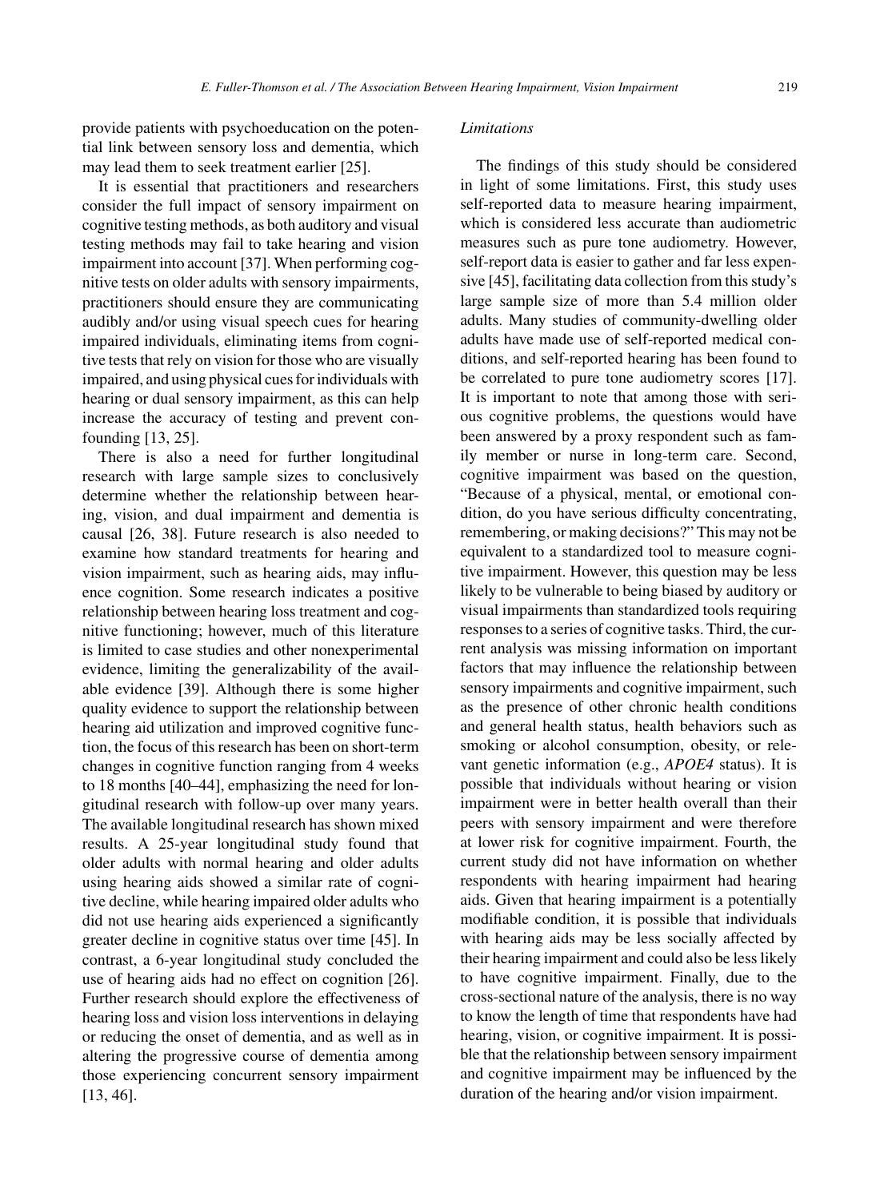provide patients with psychoeducation on the potential link between sensory loss and dementia, which may lead them to seek treatment earlier [25].

It is essential that practitioners and researchers consider the full impact of sensory impairment on cognitive testing methods, as both auditory and visual testing methods may fail to take hearing and vision impairment into account [37]. When performing cognitive tests on older adults with sensory impairments, practitioners should ensure they are communicating audibly and/or using visual speech cues for hearing impaired individuals, eliminating items from cognitive tests that rely on vision for those who are visually impaired, and using physical cues for individuals with hearing or dual sensory impairment, as this can help increase the accuracy of testing and prevent confounding [13, 25].

There is also a need for further longitudinal research with large sample sizes to conclusively determine whether the relationship between hearing, vision, and dual impairment and dementia is causal [26, 38]. Future research is also needed to examine how standard treatments for hearing and vision impairment, such as hearing aids, may influence cognition. Some research indicates a positive relationship between hearing loss treatment and cognitive functioning; however, much of this literature is limited to case studies and other nonexperimental evidence, limiting the generalizability of the available evidence [39]. Although there is some higher quality evidence to support the relationship between hearing aid utilization and improved cognitive function, the focus of this research has been on short-term changes in cognitive function ranging from 4 weeks to 18 months [40–44], emphasizing the need for longitudinal research with follow-up over many years. The available longitudinal research has shown mixed results. A 25-year longitudinal study found that older adults with normal hearing and older adults using hearing aids showed a similar rate of cognitive decline, while hearing impaired older adults who did not use hearing aids experienced a significantly greater decline in cognitive status over time [45]. In contrast, a 6-year longitudinal study concluded the use of hearing aids had no effect on cognition [26]. Further research should explore the effectiveness of hearing loss and vision loss interventions in delaying or reducing the onset of dementia, and as well as in altering the progressive course of dementia among those experiencing concurrent sensory impairment [13, 46].

### *Limitations*

The findings of this study should be considered in light of some limitations. First, this study uses self-reported data to measure hearing impairment, which is considered less accurate than audiometric measures such as pure tone audiometry. However, self-report data is easier to gather and far less expensive [45], facilitating data collection from this study's large sample size of more than 5.4 million older adults. Many studies of community-dwelling older adults have made use of self-reported medical conditions, and self-reported hearing has been found to be correlated to pure tone audiometry scores [17]. It is important to note that among those with serious cognitive problems, the questions would have been answered by a proxy respondent such as family member or nurse in long-term care. Second, cognitive impairment was based on the question, "Because of a physical, mental, or emotional condition, do you have serious difficulty concentrating, remembering, or making decisions?" This may not be equivalent to a standardized tool to measure cognitive impairment. However, this question may be less likely to be vulnerable to being biased by auditory or visual impairments than standardized tools requiring responses to a series of cognitive tasks. Third, the current analysis was missing information on important factors that may influence the relationship between sensory impairments and cognitive impairment, such as the presence of other chronic health conditions and general health status, health behaviors such as smoking or alcohol consumption, obesity, or relevant genetic information (e.g., *APOE4* status). It is possible that individuals without hearing or vision impairment were in better health overall than their peers with sensory impairment and were therefore at lower risk for cognitive impairment. Fourth, the current study did not have information on whether respondents with hearing impairment had hearing aids. Given that hearing impairment is a potentially modifiable condition, it is possible that individuals with hearing aids may be less socially affected by their hearing impairment and could also be less likely to have cognitive impairment. Finally, due to the cross-sectional nature of the analysis, there is no way to know the length of time that respondents have had hearing, vision, or cognitive impairment. It is possible that the relationship between sensory impairment and cognitive impairment may be influenced by the duration of the hearing and/or vision impairment.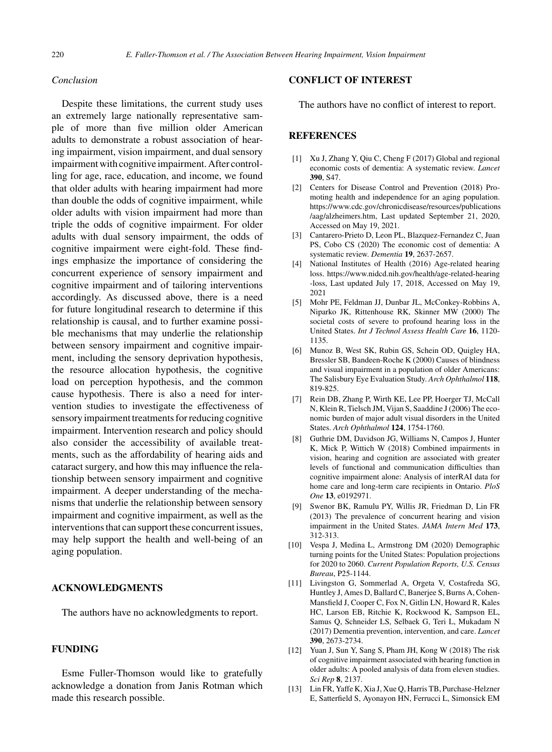### Conclusion

Despite these limitations, the current study uses an extremely large nationally representative sample of more than five million older American adults to demonstrate a robust association of hearing impairment, vision impairment, and dual sensory impairment with cognitive impairment. After controlling for age, race, education, and income, we found that older adults with hearing impairment had more than double the odds of cognitive impairment, while older adults with vision impairment had more than triple the odds of cognitive impairment. For older adults with dual sensory impairment, the odds of cognitive impairment were eight-fold. These findings emphasize the importance of considering the concurrent experience of sensory impairment and cognitive impairment and of tailoring interventions accordingly. As discussed above, there is a need for future longitudinal research to determine if this relationship is causal, and to further examine possible mechanisms that may underlie the relationship between sensory impairment and cognitive impairment, including the sensory deprivation hypothesis, the resource allocation hypothesis, the cognitive load on perception hypothesis, and the common cause hypothesis. There is also a need for intervention studies to investigate the effectiveness of sensory impairment treatments for reducing cognitive impairment. Intervention research and policy should also consider the accessibility of available treatments, such as the affordability of hearing aids and cataract surgery, and how this may influence the relationship between sensory impairment and cognitive impairment. A deeper understanding of the mechanisms that underlie the relationship between sensory impairment and cognitive impairment, as well as the interventions that can support these concurrent issues, may help support the health and well-being of an aging population.

## ACKNOWLEDGMENTS

The authors have no acknowledgments to report.

## FUNDING

Esme Fuller-Thomson would like to gratefully acknowledge a donation from Janis Rotman which made this research possible.

## CONFLICT OF INTEREST

The authors have no conflict of interest to report.

## REFERENCES

- [1] Xu J, Zhang Y, Qiu C, Cheng F (2017) Global and regional economic costs of dementia: A systematic review. *Lancet* **390**, S47.
- [2] Centers for Disease Control and Prevention (2018) Promoting health and independence for an aging population. https://www.cdc.gov/chronicdisease/resources/publications/aag/alzheimers.htm, Last updated September 21, 2020, Accessed on May 19, 2021.
- [3] Cantarero-Prieto D, Leon PL, Blazquez-Fernandez C, Juan PS, Cobo CS (2020) The economic cost of dementia: A systematic review. *Dementia* **19**, 2637-2657.
- [4] National Institutes of Health (2016) Age-related hearing loss. https://www.nidcd.nih.gov/health/age-related-hearing-loss, Last updated July 17, 2018, Accessed on May 19, 2021
- [5] Mohr PE, Feldman JJ, Dunbar JL, McConkey-Robbins A, Niparko JK, Rittenhouse RK, Skinner MW (2000) The societal costs of severe to profound hearing loss in the United States. *Int J Technol Assess Health Care* **16**, 1120-1135.
- [6] Munoz B, West SK, Rubin GS, Schein OD, Quigley HA, Bressler SB, Bandeen-Roche K (2000) Causes of blindness and visual impairment in a population of older Americans: The Salisbury Eye Evaluation Study. *Arch Ophthalmol* **118**, 819-825.
- [7] Rein DB, Zhang P, Wirth KE, Lee PP, Hoerger TJ, McCall N, Klein R, Tielsch JM, Vijan S, Saaddine J (2006) The economic burden of major adult visual disorders in the United States. *Arch Ophthalmol* **124**, 1754-1760.
- [8] Guthrie DM, Davidson JG, Williams N, Campos J, Hunter K, Mick P, Wittich W (2018) Combined impairments in vision, hearing and cognition are associated with greater levels of functional and communication difficulties than cognitive impairment alone: Analysis of interRAI data for home care and long-term care recipients in Ontario. *PloS One* **13**, e0192971.
- [9] Swenor BK, Ramulu PY, Willis JR, Friedman D, Lin FR (2013) The prevalence of concurrent hearing and vision impairment in the United States. *JAMA Intern Med* **173**, 312-313.
- [10] Vespa J, Medina L, Armstrong DM (2020) Demographic turning points for the United States: Population projections for 2020 to 2060. *Current Population Reports, U.S. Census Bureau*, P25-1144.
- [11] Livingston G, Sommerlad A, Orgeta V, Costafreda SG, Huntley J, Ames D, Ballard C, Banerjee S, Burns A, Cohen-Mansfield J, Cooper C, Fox N, Gitlin LN, Howard R, Kales HC, Larson EB, Ritchie K, Rockwood K, Sampson EL, Samus Q, Schneider LS, Selbaek G, Teri L, Mukadam N (2017) Dementia prevention, intervention, and care. *Lancet* **390**, 2673-2734.
- [12] Yuan J, Sun Y, Sang S, Pham JH, Kong W (2018) The risk of cognitive impairment associated with hearing function in older adults: A pooled analysis of data from eleven studies. *Sci Rep* **8**, 2137.
- [13] Lin FR, Yaffe K, Xia J, Xue Q, Harris TB, Purchase-Helzner E, Satterfield S, Ayonayon HN, Ferrucci L, Simonsick EM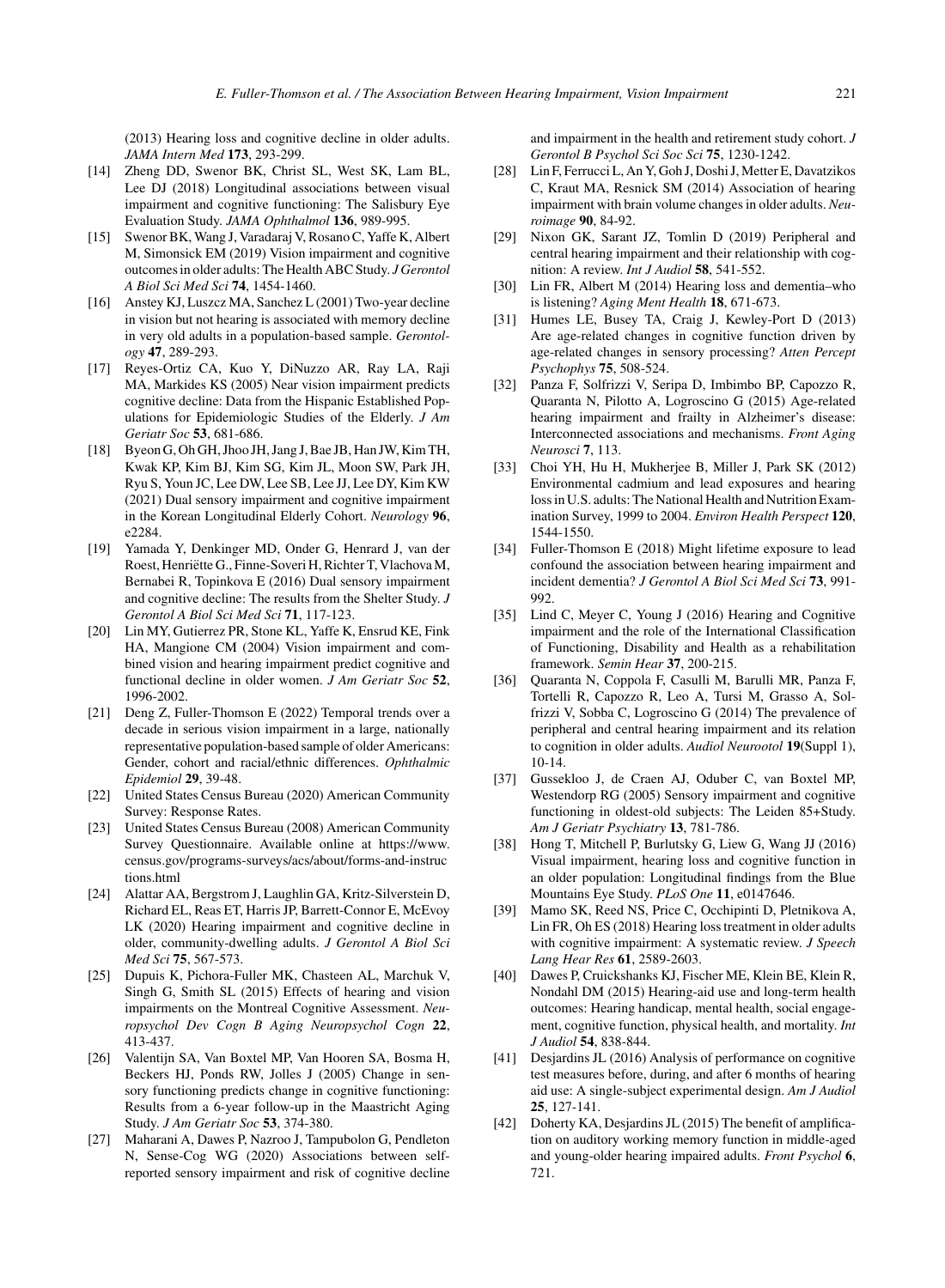(2013) Hearing loss and cognitive decline in older adults. *JAMA Intern Med* **173**, 293-299.

[14] Zheng DD, Swenor BK, Christ SL, West SK, Lam BL, Lee DJ (2018) Longitudinal associations between visual impairment and cognitive functioning: The Salisbury Eye Evaluation Study. *JAMA Ophthalmol* **136**, 989-995.

[15] Swenor BK, Wang J, Varadaraj V, Rosano C, Yaffe K, Albert M, Simonsick EM (2019) Vision impairment and cognitive outcomes in older adults: The Health ABC Study. *J Gerontol A Biol Sci Med Sci* **74**, 1454-1460.

[16] Anstey KJ, Luszcz MA, Sanchez L (2001) Two-year decline in vision but not hearing is associated with memory decline in very old adults in a population-based sample. *Gerontology* **47**, 289-293.

[17] Reyes-Ortiz CA, Kuo Y, DiNuzzo AR, Ray LA, Raji MA, Markides KS (2005) Near vision impairment predicts cognitive decline: Data from the Hispanic Established Populations for Epidemiologic Studies of the Elderly. *J Am Geriatr Soc* **53**, 681-686.

[18] Byeon G, Oh GH, Jhoo JH, Jang J, Bae JB, Han JW, Kim TH, Kwak KP, Kim BJ, Kim SG, Kim JL, Moon SW, Park JH, Ryu S, Youn JC, Lee DW, Lee SB, Lee JJ, Lee DY, Kim KW (2021) Dual sensory impairment and cognitive impairment in the Korean Longitudinal Elderly Cohort. *Neurology* **96**, e2284.

[19] Yamada Y, Denkinger MD, Onder G, Henrard J, van der Roest, Henriëtte G., Finne-Soveri H, Richter T, Vlachova M, Bernabei R, Topinkova E (2016) Dual sensory impairment and cognitive decline: The results from the Shelter Study. *J Gerontol A Biol Sci Med Sci* **71**, 117-123.

[20] Lin MY, Gutierrez PR, Stone KL, Yaffe K, Ensrud KE, Fink HA, Mangione CM (2004) Vision impairment and combined vision and hearing impairment predict cognitive and functional decline in older women. *J Am Geriatr Soc* **52**, 1996-2002.

[21] Deng Z, Fuller-Thomson E (2022) Temporal trends over a decade in serious vision impairment in a large, nationally representative population-based sample of older Americans: Gender, cohort and racial/ethnic differences. *Ophthalmic Epidemiol* **29**, 39-48.

[22] United States Census Bureau (2020) American Community Survey: Response Rates.

[23] United States Census Bureau (2008) American Community Survey Questionnaire. Available online at https://www.census.gov/programs-surveys/acs/about/forms-and-instructions.html

[24] Alattar AA, Bergstrom J, Laughlin GA, Kritz-Silverstein D, Richard EL, Reas ET, Harris JP, Barrett-Connor E, McEvoy LK (2020) Hearing impairment and cognitive decline in older, community-dwelling adults. *J Gerontol A Biol Sci Med Sci* **75**, 567-573.

[25] Dupuis K, Pichora-Fuller MK, Chasteen AL, Marchuk V, Singh G, Smith SL (2015) Effects of hearing and vision impairments on the Montreal Cognitive Assessment. *Neuropsychol Dev Cogn B Aging Neuropsychol Cogn* **22**, 413-437.

[26] Valentijn SA, Van Boxtel MP, Van Hooren SA, Bosma H, Beckers HJ, Ponds RW, Jolles J (2005) Change in sensory functioning predicts change in cognitive functioning: Results from a 6-year follow-up in the Maastricht Aging Study. *J Am Geriatr Soc* **53**, 374-380.

[27] Maharani A, Dawes P, Nazroo J, Tampubolon G, Pendleton N, Sense-Cog WG (2020) Associations between self-reported sensory impairment and risk of cognitive decline and impairment in the health and retirement study cohort. *J Gerontol B Psychol Sci Soc Sci* **75**, 1230-1242.

[28] Lin F, Ferrucci L, An Y, Goh J, Doshi J, Metter E, Davatzikos C, Kraut MA, Resnick SM (2014) Association of hearing impairment with brain volume changes in older adults. *Neuroimage* **90**, 84-92.

[29] Nixon GK, Sarant JZ, Tomlin D (2019) Peripheral and central hearing impairment and their relationship with cognition: A review. *Int J Audiol* **58**, 541-552.

[30] Lin FR, Albert M (2014) Hearing loss and dementia–who is listening? *Aging Ment Health* **18**, 671-673.

[31] Humes LE, Busey TA, Craig J, Kewley-Port D (2013) Are age-related changes in cognitive function driven by age-related changes in sensory processing? *Atten Percept Psychophys* **75**, 508-524.

[32] Panza F, Solfrizzi V, Seripa D, Imbimbo BP, Capozzo R, Quaranta N, Pilotto A, Logroscino G (2015) Age-related hearing impairment and frailty in Alzheimer's disease: Interconnected associations and mechanisms. *Front Aging Neurosci* **7**, 113.

[33] Choi YH, Hu H, Mukherjee B, Miller J, Park SK (2012) Environmental cadmium and lead exposures and hearing loss in U.S. adults: The National Health and Nutrition Examination Survey, 1999 to 2004. *Environ Health Perspect* **120**, 1544-1550.

[34] Fuller-Thomson E (2018) Might lifetime exposure to lead confound the association between hearing impairment and incident dementia? *J Gerontol A Biol Sci Med Sci* **73**, 991-992.

[35] Lind C, Meyer C, Young J (2016) Hearing and Cognitive impairment and the role of the International Classification of Functioning, Disability and Health as a rehabilitation framework. *Semin Hear* **37**, 200-215.

[36] Quaranta N, Coppola F, Casulli M, Barulli MR, Panza F, Tortelli R, Capozzo R, Leo A, Tursi M, Grasso A, Solfrizzi V, Sobba C, Logroscino G (2014) The prevalence of peripheral and central hearing impairment and its relation to cognition in older adults. *Audiol Neurootol* **19**(Suppl 1), 10-14.

[37] Gussekloo J, de Craen AJ, Oduber C, van Boxtel MP, Westendorp RG (2005) Sensory impairment and cognitive functioning in oldest-old subjects: The Leiden 85+Study. *Am J Geriatr Psychiatry* **13**, 781-786.

[38] Hong T, Mitchell P, Burlutsky G, Liew G, Wang JJ (2016) Visual impairment, hearing loss and cognitive function in an older population: Longitudinal findings from the Blue Mountains Eye Study. *PLoS One* **11**, e0147646.

[39] Mamo SK, Reed NS, Price C, Occhipinti D, Pletnikova A, Lin FR, Oh ES (2018) Hearing loss treatment in older adults with cognitive impairment: A systematic review. *J Speech Lang Hear Res* **61**, 2589-2603.

[40] Dawes P, Cruickshanks KJ, Fischer ME, Klein BE, Klein R, Nondahl DM (2015) Hearing-aid use and long-term health outcomes: Hearing handicap, mental health, social engagement, cognitive function, physical health, and mortality. *Int J Audiol* **54**, 838-844.

[41] Desjardins JL (2016) Analysis of performance on cognitive test measures before, during, and after 6 months of hearing aid use: A single-subject experimental design. *Am J Audiol* **25**, 127-141.

[42] Doherty KA, Desjardins JL (2015) The benefit of amplification on auditory working memory function in middle-aged and young-older hearing impaired adults. *Front Psychol* **6**, 721.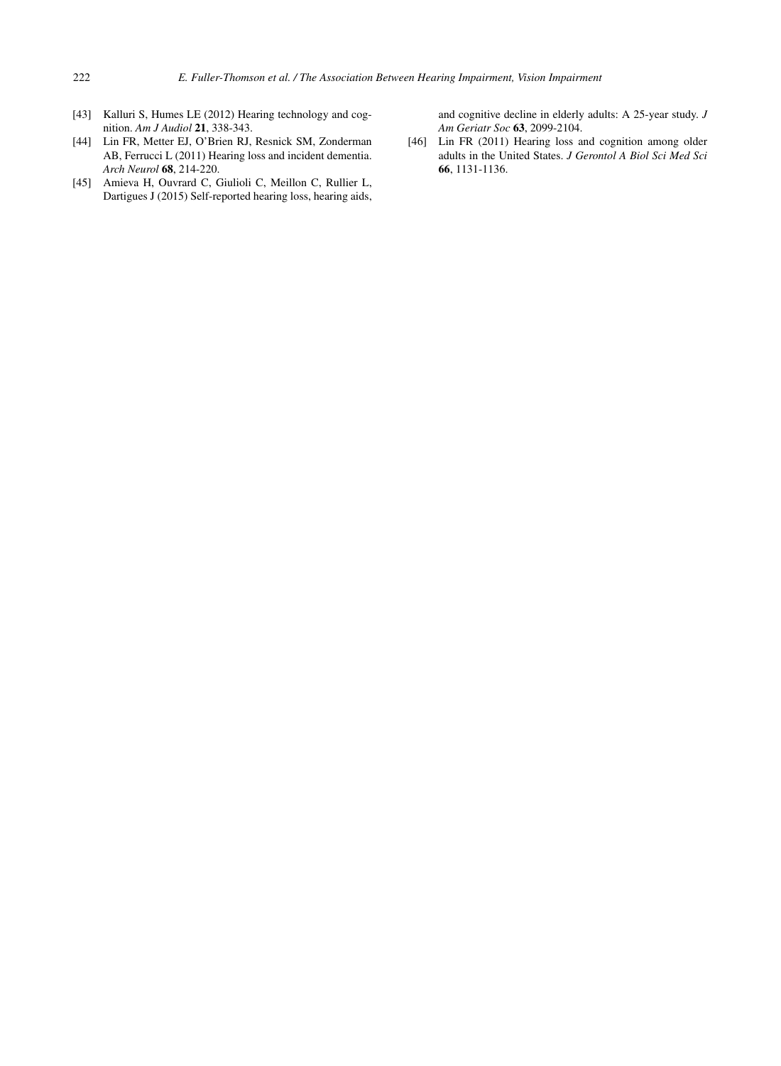[43] Kalluri S, Humes LE (2012) Hearing technology and cognition. *Am J Audiol* **21**, 338-343.

[44] Lin FR, Metter EJ, O'Brien RJ, Resnick SM, Zonderman AB, Ferrucci L (2011) Hearing loss and incident dementia. *Arch Neurol* **68**, 214-220.

[45] Amieva H, Ouvrard C, Giulioli C, Meillon C, Rullier L, Dartigues J (2015) Self-reported hearing loss, hearing aids, and cognitive decline in elderly adults: A 25-year study. *J Am Geriatr Soc* **63**, 2099-2104.

[46] Lin FR (2011) Hearing loss and cognition among older adults in the United States. *J Gerontol A Biol Sci Med Sci* **66**, 1131-1136.